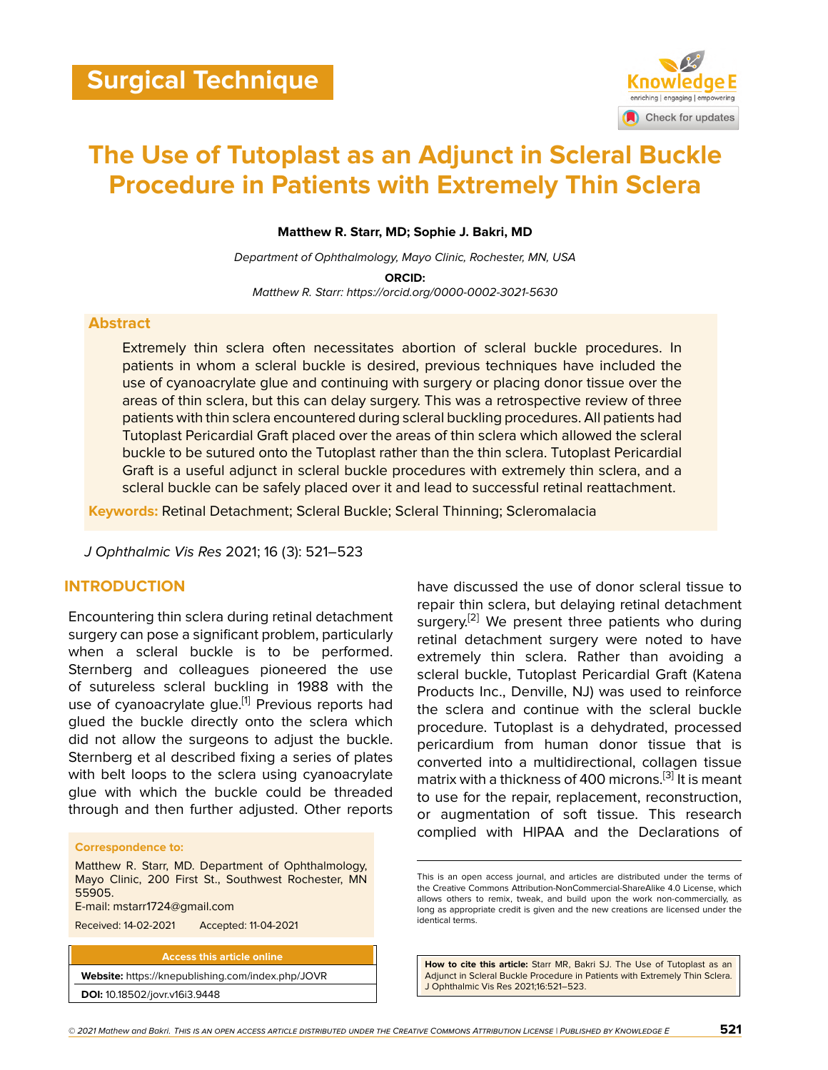Surgical Technique

# The Use of Tutoplast as an Adjunct in Scleral Buckle Procedure in Patients with Extremely Thin Sclera

**Matthew R. Starr, MD; Sophie J. Bakri, MD**

*Department of Ophthalmology, Mayo Clinic, Rochester, MN, USA*

**ORCID:**

*Matthew R. Starr: https://orcid.org/0000-0002-3021-5630*

## Abstract

Extremely thin sclera often necessitates abortion of scleral buckle procedures. In patients in whom a scleral buckle is desired, previous techniques have included the use of cyanoacrylate glue and continuing with surgery or placing donor tissue over the areas of thin sclera, but this can delay surgery. This was a retrospective review of three patients with thin sclera encountered during scleral buckling procedures. All patients had Tutoplast Pericardial Graft placed over the areas of thin sclera which allowed the scleral buckle to be sutured onto the Tutoplast rather than the thin sclera. Tutoplast Pericardial Graft is a useful adjunct in scleral buckle procedures with extremely thin sclera, and a scleral buckle can be safely placed over it and lead to successful retinal reattachment.

**Keywords:** Retinal Detachment; Scleral Buckle; Scleral Thinning; Scleromalacia

*J Ophthalmic Vis Res* 2021; 16 (3): 521–523

## INTRODUCTION

Encountering thin sclera during retinal detachment surgery can pose a significant problem, particularly when a scleral buckle is to be performed. Sternberg and colleagues pioneered the use of sutureless scleral buckling in 1988 with the use of cyanoacrylate glue.[1] Previous reports had glued the buckle directly onto the sclera which did not allow the surgeons to adjust the buckle. Sternberg et al described fixing a series of plates with belt loops to the sclera using cyanoacrylate glue with which the buckle could be threaded through and then further adjusted. Other reports have discussed the use of donor scleral tissue to repair thin sclera, but delaying retinal detachment surgery.[2] We present three patients who during retinal detachment surgery were noted to have extremely thin sclera. Rather than avoiding a scleral buckle, Tutoplast Pericardial Graft (Katena Products Inc., Denville, NJ) was used to reinforce the sclera and continue with the scleral buckle procedure. Tutoplast is a dehydrated, processed pericardium from human donor tissue that is converted into a multidirectional, collagen tissue matrix with a thickness of 400 microns.[3] It is meant to use for the repair, replacement, reconstruction, or augmentation of soft tissue. This research complied with HIPAA and the Declarations of

**Correspondence to:**

Matthew R. Starr, MD. Department of Ophthalmology, Mayo Clinic, 200 First St., Southwest Rochester, MN 55905.
E-mail: mstarr1724@gmail.com

Received: 14-02-2021 Accepted: 11-04-2021

| Access this article online |
|---|
| **Website:** https://knepublishing.com/index.php/JOVR |
| **DOI:** 10.18502/jovr.v16i3.9448 |

This is an open access journal, and articles are distributed under the terms of the Creative Commons Attribution-NonCommercial-ShareAlike 4.0 License, which allows others to remix, tweak, and build upon the work non-commercially, as long as appropriate credit is given and the new creations are licensed under the identical terms.

**How to cite this article:** Starr MR, Bakri SJ. The Use of Tutoplast as an Adjunct in Scleral Buckle Procedure in Patients with Extremely Thin Sclera. J Ophthalmic Vis Res 2021;16:521–523.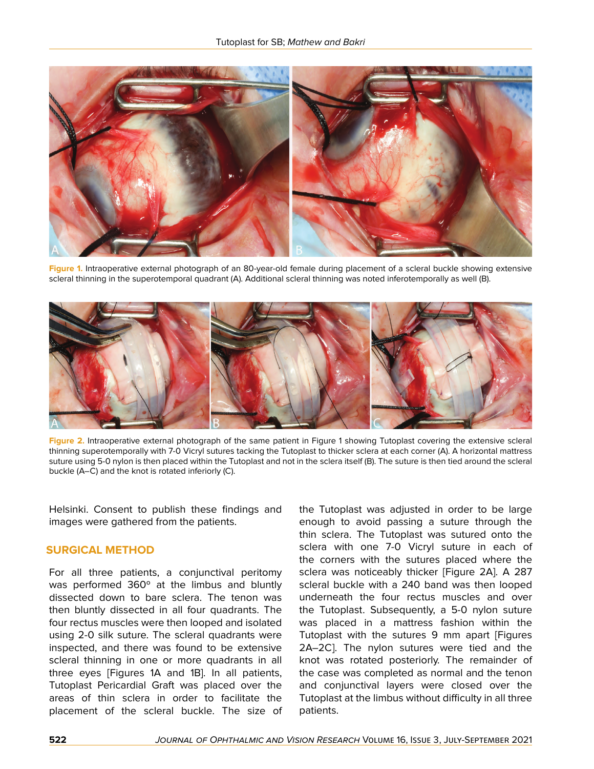**Figure 1.** Intraoperative external photograph of an 80-year-old female during placement of a scleral buckle showing extensive scleral thinning in the superotemporal quadrant (A). Additional scleral thinning was noted inferotemporally as well (B).

**Figure 2.** Intraoperative external photograph of the same patient in Figure 1 showing Tutoplast covering the extensive scleral thinning superotemporally with 7-0 Vicryl sutures tacking the Tutoplast to thicker sclera at each corner (A). A horizontal mattress suture using 5-0 nylon is then placed within the Tutoplast and not in the sclera itself (B). The suture is then tied around the scleral buckle (A–C) and the knot is rotated inferiorly (C).

Helsinki. Consent to publish these findings and images were gathered from the patients.

## SURGICAL METHOD

For all three patients, a conjunctival peritomy was performed 360° at the limbus and bluntly dissected down to bare sclera. The tenon was then bluntly dissected in all four quadrants. The four rectus muscles were then looped and isolated using 2-0 silk suture. The scleral quadrants were inspected, and there was found to be extensive scleral thinning in one or more quadrants in all three eyes [Figures 1A and 1B]. In all patients, Tutoplast Pericardial Graft was placed over the areas of thin sclera in order to facilitate the placement of the scleral buckle. The size of the Tutoplast was adjusted in order to be large enough to avoid passing a suture through the thin sclera. The Tutoplast was sutured onto the sclera with one 7-0 Vicryl suture in each of the corners with the sutures placed where the sclera was noticeably thicker [Figure 2A]. A 287 scleral buckle with a 240 band was then looped underneath the four rectus muscles and over the Tutoplast. Subsequently, a 5-0 nylon suture was placed in a mattress fashion within the Tutoplast with the sutures 9 mm apart [Figures 2A–2C]. The nylon sutures were tied and the knot was rotated posteriorly. The remainder of the case was completed as normal and the tenon and conjunctival layers were closed over the Tutoplast at the limbus without difficulty in all three patients.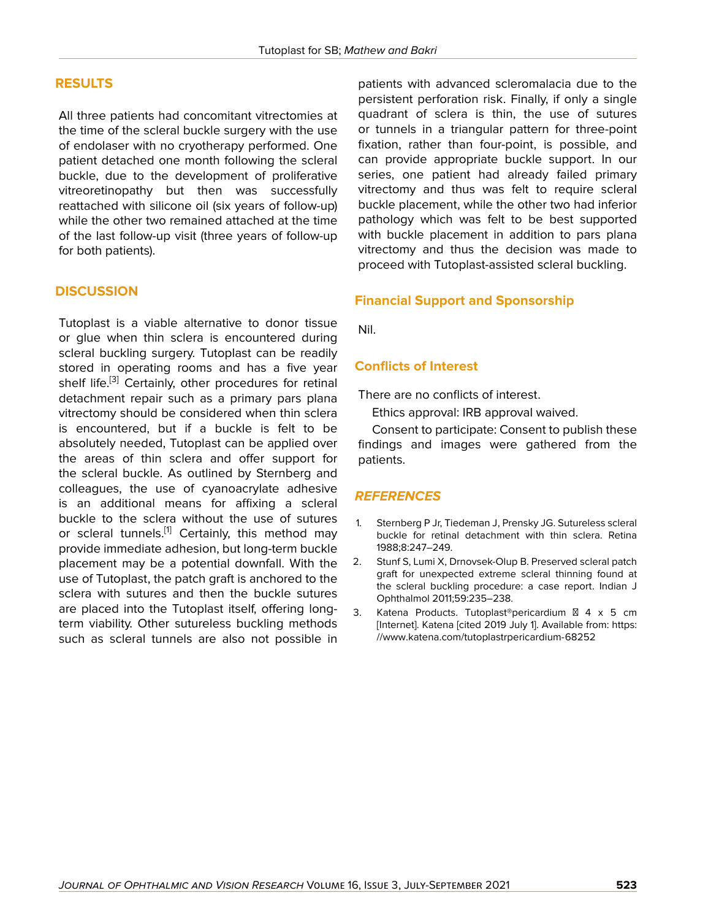## RESULTS

All three patients had concomitant vitrectomies at the time of the scleral buckle surgery with the use of endolaser with no cryotherapy performed. One patient detached one month following the scleral buckle, due to the development of proliferative vitreoretinopathy but then was successfully reattached with silicone oil (six years of follow-up) while the other two remained attached at the time of the last follow-up visit (three years of follow-up for both patients).

## DISCUSSION

Tutoplast is a viable alternative to donor tissue or glue when thin sclera is encountered during scleral buckling surgery. Tutoplast can be readily stored in operating rooms and has a five year shelf life.[3] Certainly, other procedures for retinal detachment repair such as a primary pars plana vitrectomy should be considered when thin sclera is encountered, but if a buckle is felt to be absolutely needed, Tutoplast can be applied over the areas of thin sclera and offer support for the scleral buckle. As outlined by Sternberg and colleagues, the use of cyanoacrylate adhesive is an additional means for affixing a scleral buckle to the sclera without the use of sutures or scleral tunnels.[1] Certainly, this method may provide immediate adhesion, but long-term buckle placement may be a potential downfall. With the use of Tutoplast, the patch graft is anchored to the sclera with sutures and then the buckle sutures are placed into the Tutoplast itself, offering long-term viability. Other sutureless buckling methods such as scleral tunnels are also not possible in patients with advanced scleromalacia due to the persistent perforation risk. Finally, if only a single quadrant of sclera is thin, the use of sutures or tunnels in a triangular pattern for three-point fixation, rather than four-point, is possible, and can provide appropriate buckle support. In our series, one patient had already failed primary vitrectomy and thus was felt to require scleral buckle placement, while the other two had inferior pathology which was felt to be best supported with buckle placement in addition to pars plana vitrectomy and thus the decision was made to proceed with Tutoplast-assisted scleral buckling.

### Financial Support and Sponsorship

Nil.

### Conflicts of Interest

There are no conflicts of interest.

Ethics approval: IRB approval waived.

Consent to participate: Consent to publish these findings and images were gathered from the patients.

## REFERENCES

1. Sternberg P Jr, Tiedeman J, Prensky JG. Sutureless scleral buckle for retinal detachment with thin sclera. Retina 1988;8:247–249.
2. Stunf S, Lumi X, Drnovsek-Olup B. Preserved scleral patch graft for unexpected extreme scleral thinning found at the scleral buckling procedure: a case report. Indian J Ophthalmol 2011;59:235–238.
3. Katena Products. Tutoplast®pericardium  4 x 5 cm [Internet]. Katena [cited 2019 July 1]. Available from: https://www.katena.com/tutoplastrpericardium-68252